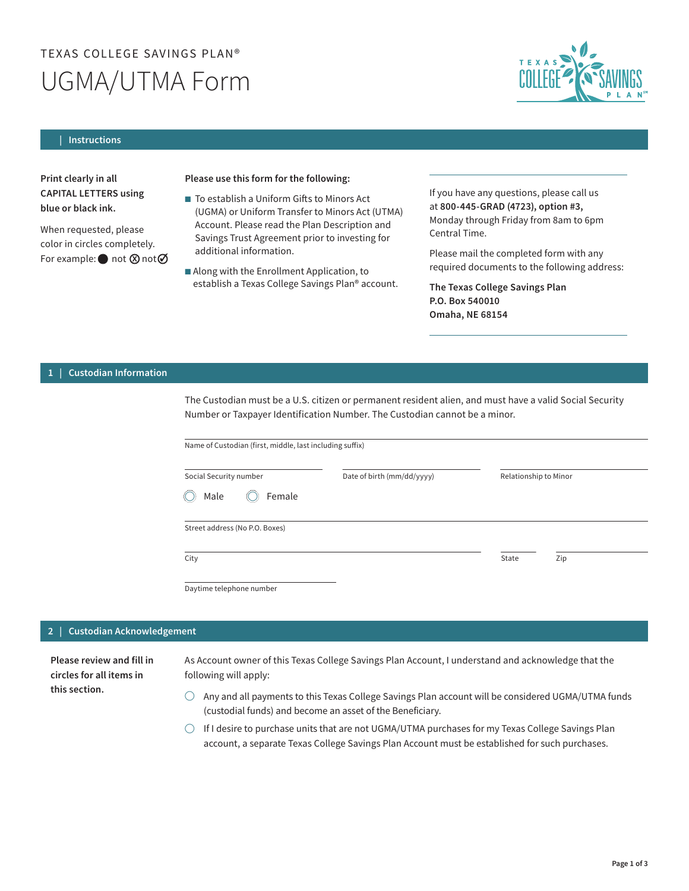TEXAS COLLEGE SAVINGS PLAN®

# UGMA/UTMA Form

## Instructions

**Print clearly in all CAPITAL LETTERS using blue or black ink.**

When requested, please color in circles completely. For example: ● not ⊗ not ⊘

**Please use this form for the following:**

- To establish a Uniform Gifts to Minors Act (UGMA) or Uniform Transfer to Minors Act (UTMA) Account. Please read the Plan Description and Savings Trust Agreement prior to investing for additional information.
- Along with the Enrollment Application, to establish a Texas College Savings Plan® account.

If you have any questions, please call us at **800-445-GRAD (4723), option #3,** Monday through Friday from 8am to 6pm Central Time.

Please mail the completed form with any required documents to the following address:

**The Texas College Savings Plan**
**P.O. Box 540010**
**Omaha, NE 68154**

## 1 | Custodian Information

The Custodian must be a U.S. citizen or permanent resident alien, and must have a valid Social Security Number or Taxpayer Identification Number. The Custodian cannot be a minor.

Name of Custodian (first, middle, last including suffix)

Social Security number | Date of birth (mm/dd/yyyy) | Relationship to Minor

○ Male ○ Female

Street address (No P.O. Boxes)

City | State | Zip

Daytime telephone number

## 2 | Custodian Acknowledgement

**Please review and fill in circles for all items in this section.**

As Account owner of this Texas College Savings Plan Account, I understand and acknowledge that the following will apply:

○ Any and all payments to this Texas College Savings Plan account will be considered UGMA/UTMA funds (custodial funds) and become an asset of the Beneficiary.

○ If I desire to purchase units that are not UGMA/UTMA purchases for my Texas College Savings Plan account, a separate Texas College Savings Plan Account must be established for such purchases.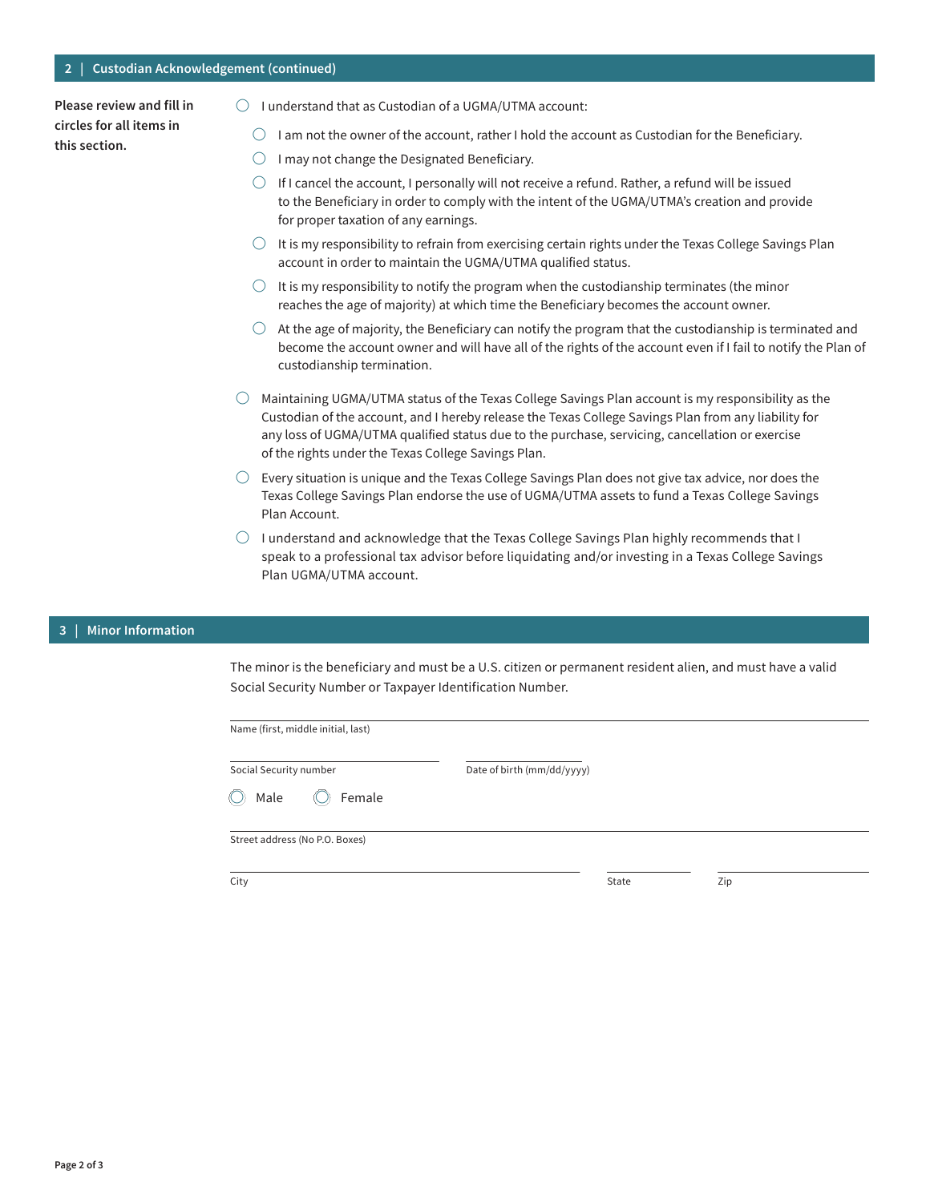## 2 | Custodian Acknowledgement (continued)

**Please review and fill in circles for all items in this section.**

- ◯ I understand that as Custodian of a UGMA/UTMA account:
  - ◯ I am not the owner of the account, rather I hold the account as Custodian for the Beneficiary.
  - ◯ I may not change the Designated Beneficiary.
  - ◯ If I cancel the account, I personally will not receive a refund. Rather, a refund will be issued to the Beneficiary in order to comply with the intent of the UGMA/UTMA's creation and provide for proper taxation of any earnings.
  - ◯ It is my responsibility to refrain from exercising certain rights under the Texas College Savings Plan account in order to maintain the UGMA/UTMA qualified status.
  - ◯ It is my responsibility to notify the program when the custodianship terminates (the minor reaches the age of majority) at which time the Beneficiary becomes the account owner.
  - ◯ At the age of majority, the Beneficiary can notify the program that the custodianship is terminated and become the account owner and will have all of the rights of the account even if I fail to notify the Plan of custodianship termination.
- ◯ Maintaining UGMA/UTMA status of the Texas College Savings Plan account is my responsibility as the Custodian of the account, and I hereby release the Texas College Savings Plan from any liability for any loss of UGMA/UTMA qualified status due to the purchase, servicing, cancellation or exercise of the rights under the Texas College Savings Plan.
- ◯ Every situation is unique and the Texas College Savings Plan does not give tax advice, nor does the Texas College Savings Plan endorse the use of UGMA/UTMA assets to fund a Texas College Savings Plan Account.
- ◯ I understand and acknowledge that the Texas College Savings Plan highly recommends that I speak to a professional tax advisor before liquidating and/or investing in a Texas College Savings Plan UGMA/UTMA account.

## 3 | Minor Information

The minor is the beneficiary and must be a U.S. citizen or permanent resident alien, and must have a valid Social Security Number or Taxpayer Identification Number.

Name (first, middle initial, last): ____________________

Social Security number: ____________________ Date of birth (mm/dd/yyyy): ____________________

◯ Male ◯ Female

Street address (No P.O. Boxes): ____________________

City: ____________________ State: ________ Zip: ________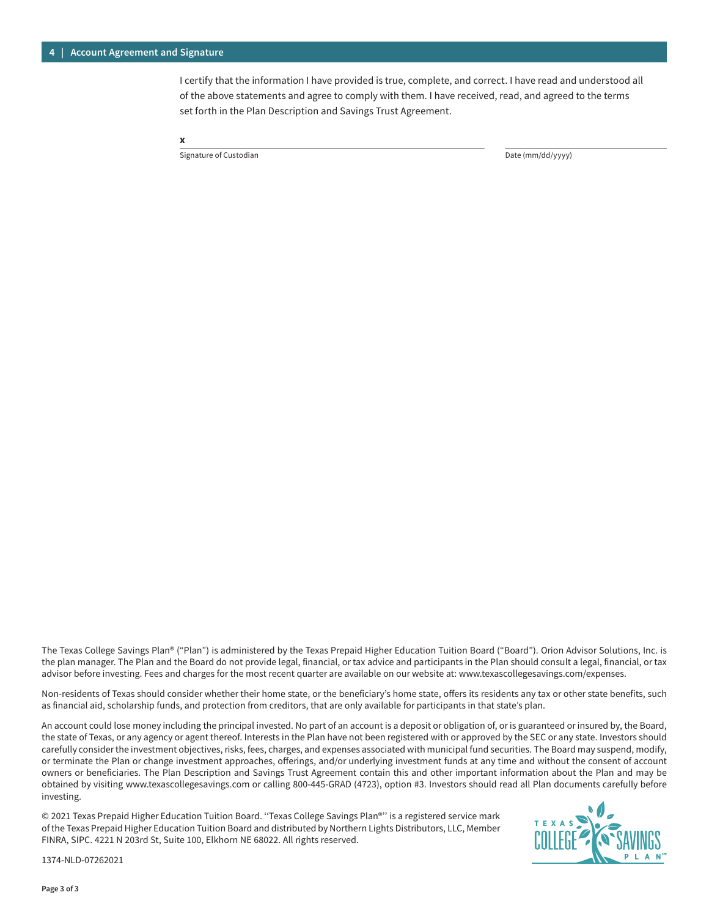## 4 | Account Agreement and Signature

I certify that the information I have provided is true, complete, and correct. I have read and understood all of the above statements and agree to comply with them. I have received, read, and agreed to the terms set forth in the Plan Description and Savings Trust Agreement.

**x** ______________________________________________ ____________________

Signature of Custodian Date (mm/dd/yyyy)

The Texas College Savings Plan® ("Plan") is administered by the Texas Prepaid Higher Education Tuition Board ("Board"). Orion Advisor Solutions, Inc. is the plan manager. The Plan and the Board do not provide legal, financial, or tax advice and participants in the Plan should consult a legal, financial, or tax advisor before investing. Fees and charges for the most recent quarter are available on our website at: www.texascollegesavings.com/expenses.

Non-residents of Texas should consider whether their home state, or the beneficiary's home state, offers its residents any tax or other state benefits, such as financial aid, scholarship funds, and protection from creditors, that are only available for participants in that state's plan.

An account could lose money including the principal invested. No part of an account is a deposit or obligation of, or is guaranteed or insured by, the Board, the state of Texas, or any agency or agent thereof. Interests in the Plan have not been registered with or approved by the SEC or any state. Investors should carefully consider the investment objectives, risks, fees, charges, and expenses associated with municipal fund securities. The Board may suspend, modify, or terminate the Plan or change investment approaches, offerings, and/or underlying investment funds at any time and without the consent of account owners or beneficiaries. The Plan Description and Savings Trust Agreement contain this and other important information about the Plan and may be obtained by visiting www.texascollegesavings.com or calling 800-445-GRAD (4723), option #3. Investors should read all Plan documents carefully before investing.

© 2021 Texas Prepaid Higher Education Tuition Board. ''Texas College Savings Plan®'' is a registered service mark of the Texas Prepaid Higher Education Tuition Board and distributed by Northern Lights Distributors, LLC, Member FINRA, SIPC. 4221 N 203rd St, Suite 100, Elkhorn NE 68022. All rights reserved.

1374-NLD-07262021